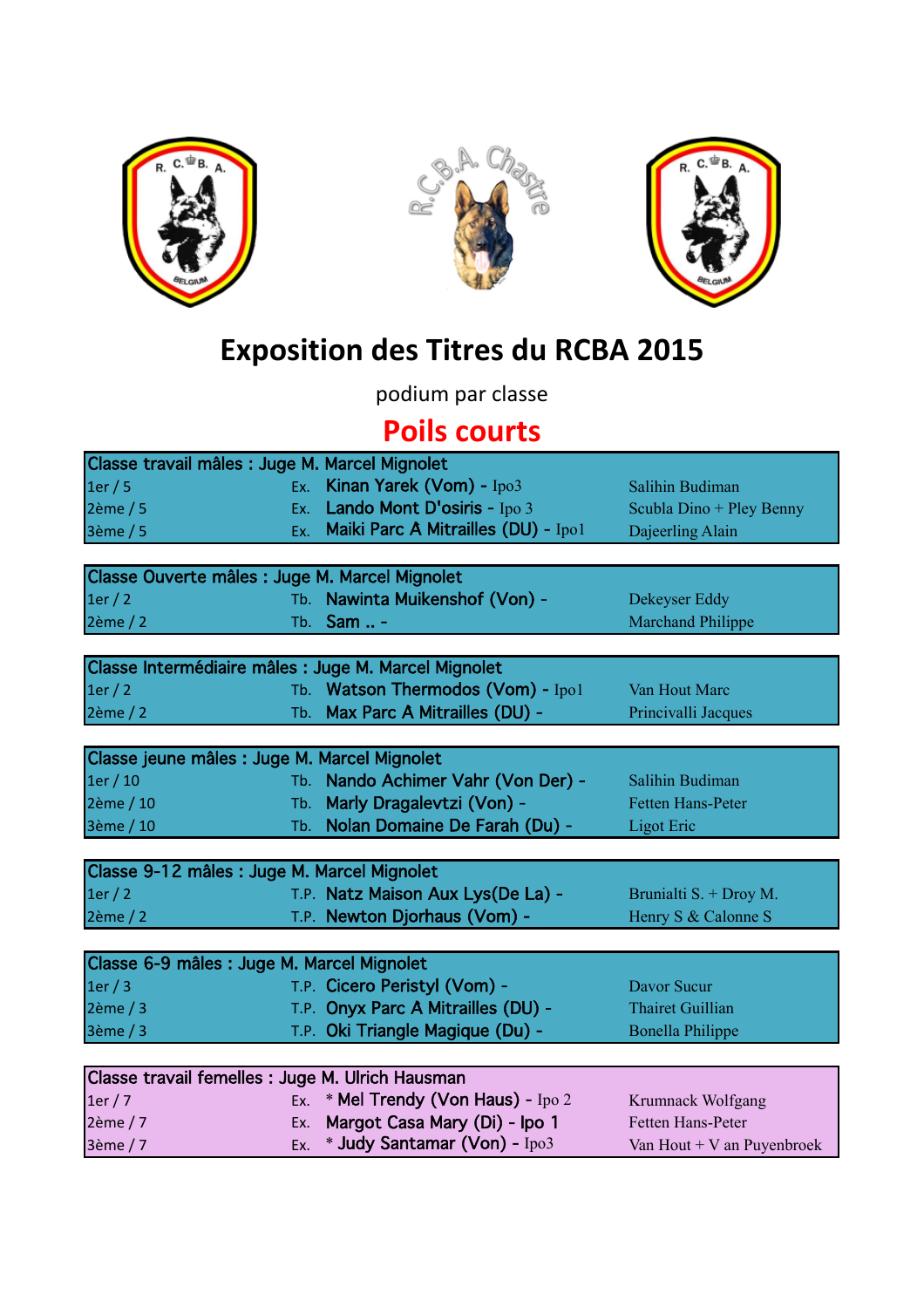# Exposition des Titres du RCBA 2015

podium par classe

## Poils courts

| Classe travail mâles : Juge M. Marcel Mignolet | | | |
|---|---|---|---|
| 1er / 5 | Ex. | Kinan Yarek (Vom) - Ipo3 | Salihin Budiman |
| 2ème / 5 | Ex. | Lando Mont D'osiris - Ipo 3 | Scubla Dino + Pley Benny |
| 3ème / 5 | Ex. | Maiki Parc A Mitrailles (DU) - Ipo1 | Dajeerling Alain |

| Classe Ouverte mâles : Juge M. Marcel Mignolet | | | |
|---|---|---|---|
| 1er / 2 | Tb. | Nawinta Muikenshof (Von) - | Dekeyser Eddy |
| 2ème / 2 | Tb. | Sam .. - | Marchand Philippe |

| Classe Intermédiaire mâles : Juge M. Marcel Mignolet | | | |
|---|---|---|---|
| 1er / 2 | Tb. | Watson Thermodos (Vom) - Ipo1 | Van Hout Marc |
| 2ème / 2 | Tb. | Max Parc A Mitrailles (DU) - | Princivalli Jacques |

| Classe jeune mâles : Juge M. Marcel Mignolet | | | |
|---|---|---|---|
| 1er / 10 | Tb. | Nando Achimer Vahr (Von Der) - | Salihin Budiman |
| 2ème / 10 | Tb. | Marly Dragalevtzi (Von) - | Fetten Hans-Peter |
| 3ème / 10 | Tb. | Nolan Domaine De Farah (Du) - | Ligot Eric |

| Classe 9-12 mâles : Juge M. Marcel Mignolet | | | |
|---|---|---|---|
| 1er / 2 | T.P. | Natz Maison Aux Lys(De La) - | Brunialti S. + Droy M. |
| 2ème / 2 | T.P. | Newton Djorhaus (Vom) - | Henry S & Calonne S |

| Classe 6-9 mâles : Juge M. Marcel Mignolet | | | |
|---|---|---|---|
| 1er / 3 | T.P. | Cicero Peristyl (Vom) - | Davor Sucur |
| 2ème / 3 | T.P. | Onyx Parc A Mitrailles (DU) - | Thairet Guillian |
| 3ème / 3 | T.P. | Oki Triangle Magique (Du) - | Bonella Philippe |

| Classe travail femelles : Juge M. Ulrich Hausman | | | |
|---|---|---|---|
| 1er / 7 | Ex. | * Mel Trendy (Von Haus) - Ipo 2 | Krumnack Wolfgang |
| 2ème / 7 | Ex. | Margot Casa Mary (Di) - Ipo 1 | Fetten Hans-Peter |
| 3ème / 7 | Ex. | * Judy Santamar (Von) - Ipo3 | Van Hout + V an Puyenbroek |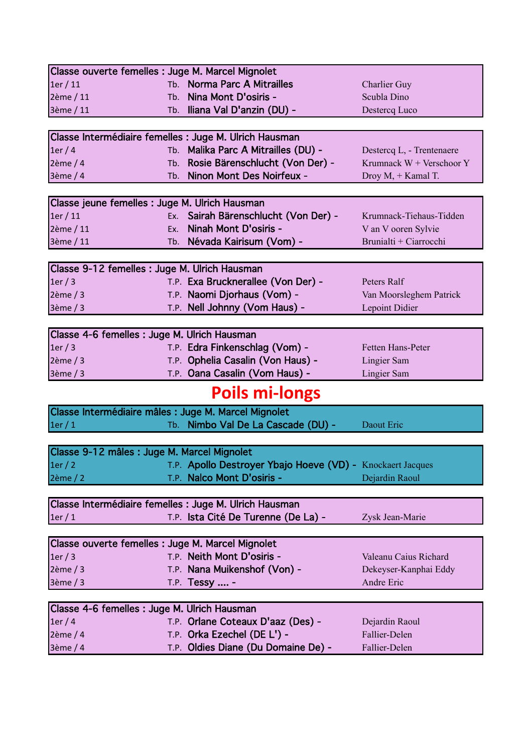| Classe ouverte femelles : Juge M. Marcel Mignolet | | | |
|---|---|---|---|
| 1er / 11 | Tb. | Norma Parc A Mitrailles | Charlier Guy |
| 2ème / 11 | Tb. | Nina Mont D'osiris - | Scubla Dino |
| 3ème / 11 | Tb. | Iliana Val D'anzin (DU) - | Destercq Luco |

| Classe Intermédiaire femelles : Juge M. Ulrich Hausman | | | |
|---|---|---|---|
| 1er / 4 | Tb. | Malika Parc A Mitrailles (DU) - | Destercq L, - Trentenaere |
| 2ème / 4 | Tb. | Rosie Bärenschlucht (Von Der) - | Krumnack W + Verschoor Y |
| 3ème / 4 | Tb. | Ninon Mont Des Noirfeux - | Droy M, + Kamal T. |

| Classe jeune femelles : Juge M. Ulrich Hausman | | | |
|---|---|---|---|
| 1er / 11 | Ex. | Sairah Bärenschlucht (Von Der) - | Krumnack-Tiehaus-Tidden |
| 2ème / 11 | Ex. | Ninah Mont D'osiris - | V an V ooren Sylvie |
| 3ème / 11 | Tb. | Névada Kairisum (Vom) - | Brunialti + Ciarrocchi |

| Classe 9-12 femelles : Juge M. Ulrich Hausman | | | |
|---|---|---|---|
| 1er / 3 | T.P. | Exa Brucknerallee (Von Der) - | Peters Ralf |
| 2ème / 3 | T.P. | Naomi Djorhaus (Vom) - | Van Moorsleghem Patrick |
| 3ème / 3 | T.P. | Nell Johnny (Vom Haus) - | Lepoint Didier |

| Classe 4-6 femelles : Juge M. Ulrich Hausman | | | |
|---|---|---|---|
| 1er / 3 | T.P. | Edra Finkenschlag (Vom) - | Fetten Hans-Peter |
| 2ème / 3 | T.P. | Ophelia Casalin (Von Haus) - | Lingier Sam |
| 3ème / 3 | T.P. | Oana Casalin (Vom Haus) - | Lingier Sam |

# Poils mi-longs

| Classe Intermédiaire mâles : Juge M. Marcel Mignolet | | | |
|---|---|---|---|
| 1er / 1 | Tb. | Nimbo Val De La Cascade (DU) - | Daout Eric |

| Classe 9-12 mâles : Juge M. Marcel Mignolet | | | |
|---|---|---|---|
| 1er / 2 | T.P. | Apollo Destroyer Ybajo Hoeve (VD) - | Knockaert Jacques |
| 2ème / 2 | T.P. | Nalco Mont D'osiris - | Dejardin Raoul |

| Classe Intermédiaire femelles : Juge M. Ulrich Hausman | | | |
|---|---|---|---|
| 1er / 1 | T.P. | Ista Cité De Turenne (De La) - | Zysk Jean-Marie |

| Classe ouverte femelles : Juge M. Marcel Mignolet | | | |
|---|---|---|---|
| 1er / 3 | T.P. | Neith Mont D'osiris - | Valeanu Caius Richard |
| 2ème / 3 | T.P. | Nana Muikenshof (Von) - | Dekeyser-Kanphai Eddy |
| 3ème / 3 | T.P. | Tessy .... - | Andre Eric |

| Classe 4-6 femelles : Juge M. Ulrich Hausman | | | |
|---|---|---|---|
| 1er / 4 | T.P. | Orlane Coteaux D'aaz (Des) - | Dejardin Raoul |
| 2ème / 4 | T.P. | Orka Ezechel (DE L') - | Fallier-Delen |
| 3ème / 4 | T.P. | Oldies Diane (Du Domaine De) - | Fallier-Delen |